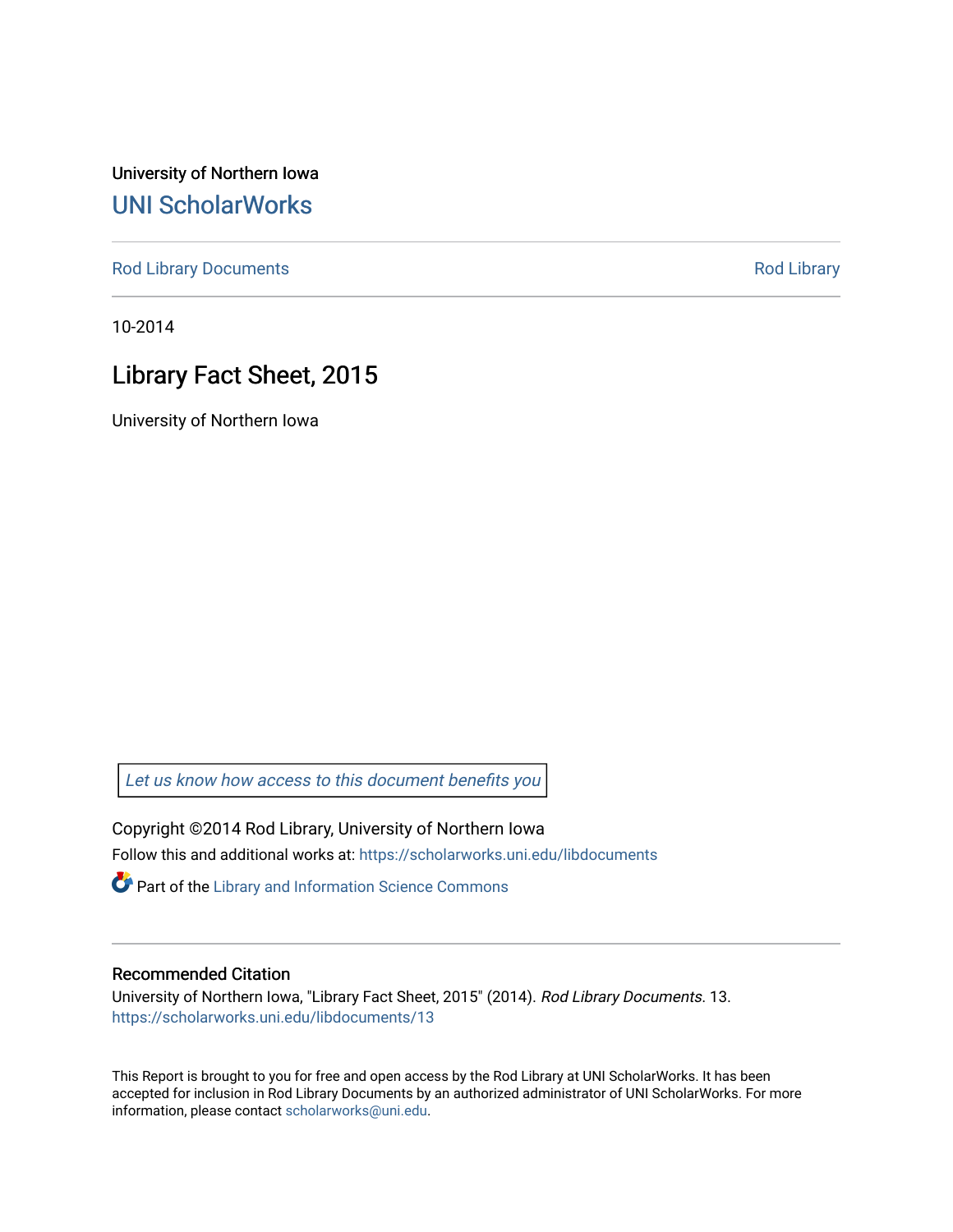University of Northern Iowa

## UNI ScholarWorks

Rod Library Documents | Rod Library

10-2014

# Library Fact Sheet, 2015

University of Northern Iowa

Let us know how access to this document benefits you

Copyright ©2014 Rod Library, University of Northern Iowa

Follow this and additional works at: https://scholarworks.uni.edu/libdocuments

Part of the Library and Information Science Commons

### Recommended Citation

University of Northern Iowa, "Library Fact Sheet, 2015" (2014). *Rod Library Documents*. 13.
https://scholarworks.uni.edu/libdocuments/13

This Report is brought to you for free and open access by the Rod Library at UNI ScholarWorks. It has been accepted for inclusion in Rod Library Documents by an authorized administrator of UNI ScholarWorks. For more information, please contact scholarworks@uni.edu.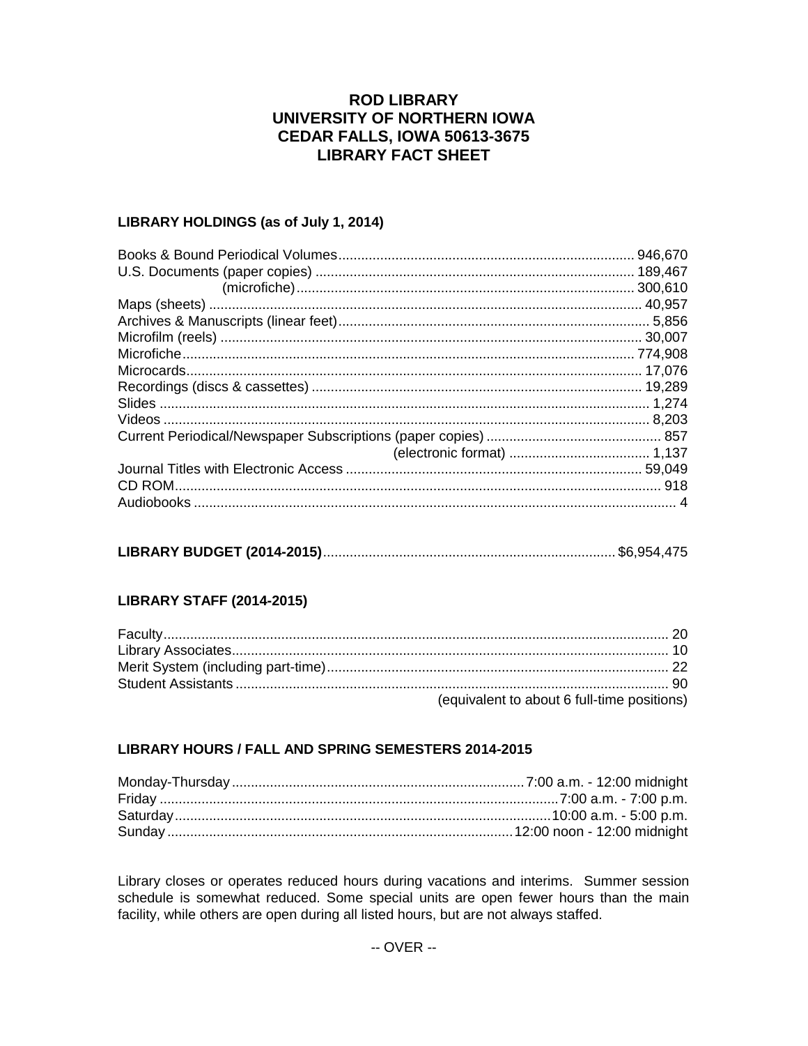# ROD LIBRARY
# UNIVERSITY OF NORTHERN IOWA
# CEDAR FALLS, IOWA 50613-3675
# LIBRARY FACT SHEET

## LIBRARY HOLDINGS (as of July 1, 2014)

| Item | Count |
|---|---|
| Books & Bound Periodical Volumes | 946,670 |
| U.S. Documents (paper copies) | 189,467 |
| (microfiche) | 300,610 |
| Maps (sheets) | 40,957 |
| Archives & Manuscripts (linear feet) | 5,856 |
| Microfilm (reels) | 30,007 |
| Microfiche | 774,908 |
| Microcards | 17,076 |
| Recordings (discs & cassettes) | 19,289 |
| Slides | 1,274 |
| Videos | 8,203 |
| Current Periodical/Newspaper Subscriptions (paper copies) | 857 |
| (electronic format) | 1,137 |
| Journal Titles with Electronic Access | 59,049 |
| CD ROM | 918 |
| Audiobooks | 4 |

**LIBRARY BUDGET (2014-2015)** ........ $6,954,475

## LIBRARY STAFF (2014-2015)

| Staff | Count |
|---|---|
| Faculty | 20 |
| Library Associates | 10 |
| Merit System (including part-time) | 22 |
| Student Assistants | 90 |

(equivalent to about 6 full-time positions)

## LIBRARY HOURS / FALL AND SPRING SEMESTERS 2014-2015

| Day | Hours |
|---|---|
| Monday-Thursday | 7:00 a.m. - 12:00 midnight |
| Friday | 7:00 a.m. - 7:00 p.m. |
| Saturday | 10:00 a.m. - 5:00 p.m. |
| Sunday | 12:00 noon - 12:00 midnight |

Library closes or operates reduced hours during vacations and interims. Summer session schedule is somewhat reduced. Some special units are open fewer hours than the main facility, while others are open during all listed hours, but are not always staffed.

-- OVER --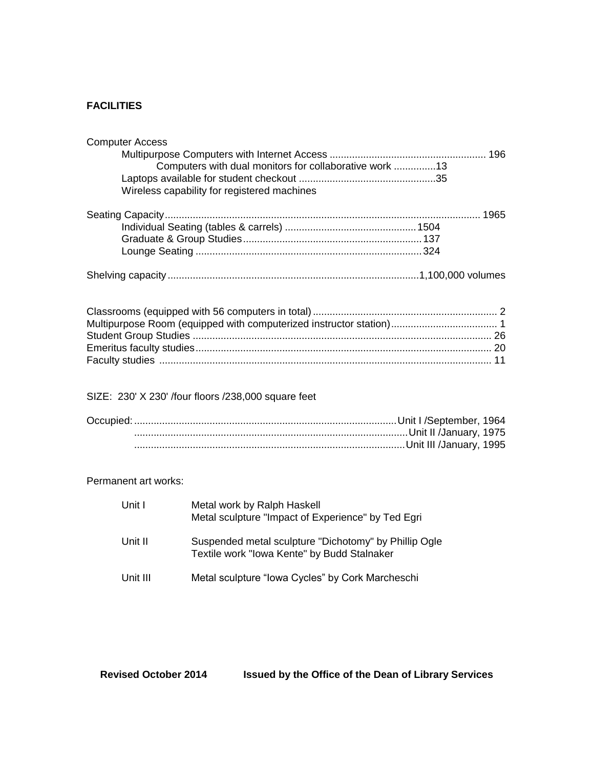## FACILITIES

Computer Access

- Multipurpose Computers with Internet Access ........................................................ 196
  - Computers with dual monitors for collaborative work ...............13
- Laptops available for student checkout .................................................35
- Wireless capability for registered machines

Seating Capacity................................................................................................................ 1965

- Individual Seating (tables & carrels) ..............................................1504
- Graduate & Group Studies................................................................137
- Lounge Seating ................................................................................324

Shelving capacity.........................................................................................1,100,000 volumes

Classrooms (equipped with 56 computers in total) ................................................................. 2
Multipurpose Room (equipped with computerized instructor station)...................................... 1
Student Group Studies .......................................................................................................... 26
Emeritus faculty studies......................................................................................................... 20
Faculty studies ...................................................................................................................... 11

SIZE: 230' X 230' /four floors /238,000 square feet

Occupied:.............................................................................................Unit I /September, 1964
.................................................................................................Unit II /January, 1975
................................................................................................Unit III /January, 1995

Permanent art works:

| | |
|---|---|
| Unit I | Metal work by Ralph Haskell<br>Metal sculpture "Impact of Experience" by Ted Egri |
| Unit II | Suspended metal sculpture "Dichotomy" by Phillip Ogle<br>Textile work "Iowa Kente" by Budd Stalnaker |
| Unit III | Metal sculpture "Iowa Cycles" by Cork Marcheschi |

**Revised October 2014** **Issued by the Office of the Dean of Library Services**